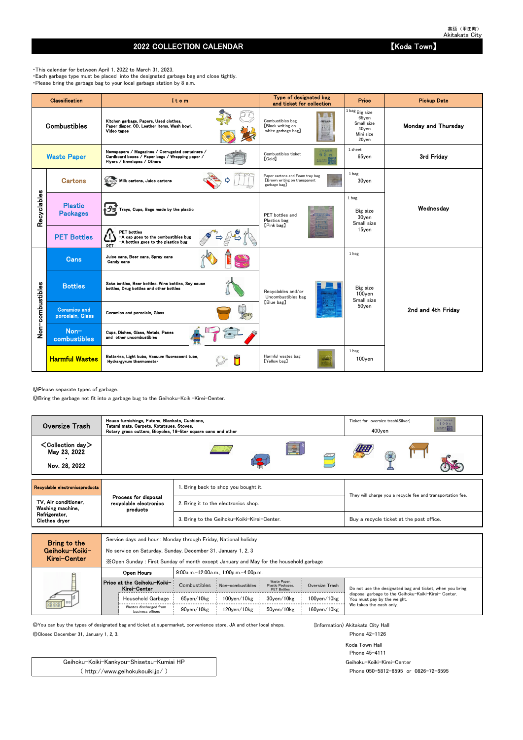英語（甲田町）
Akitakata City

# 2022 COLLECTION CALENDAR 【Koda Town】

・This calendar for between April 1, 2022 to March 31, 2023.
・Each garbage type must be placed into the designated garbage bag and close tightly.
・Please bring the garbage bag to your local garbage station by 8 a.m.

| Classification | | Item | Type of designated bag and ticket for collection | Price | Pickup Date |
|---|---|---|---|---|---|
| Combustibles | | Kitchen garbage, Papers, Used clothes, Paper diaper, CD, Leather items, Wash bowl, Video tapes | Combustibles bag 【Black writing on white garbage bag】 | 1 bag Big size 65yen Small size 40yen Mini size 20yen | Monday and Thursday |
| Waste Paper | | Newspapers / Magazines / Corrugated containers / Cardboard boxes / Paper bags / Wrapping paper / Flyers / Envelopes / Others | Combustibles ticket 【Gold】 | 1 sheet 65yen | 3rd Friday |
| Recyclables | Cartons | Milk cartons, Juice cartons | Paper cartons and Foam tray bag 【Brown writing on transparent garbage bag】 | 1 bag 30yen | Wednesday |
| | Plastic Packages | Trays, Cups, Bags made by the plastic | PET bottles and Plastics bag 【Pink bag】 | 1 bag Big size 30yen Small size 15yen | Wednesday |
| | PET Bottles | PET bottles −A cap goes to the combustibles bug −A bottles goes to the plastics bug | PET bottles and Plastics bag 【Pink bag】 | 1 bag Big size 30yen Small size 15yen | Wednesday |
| Non−combustibles | Cans | Juice cans, Beer cans, Spray cans, Candy cans | Recyclables and/or Uncombustibles bag 【Blue bag】 | 1 bag Big size 100yen Small size 50yen | 2nd and 4th Friday |
| | Bottles | Sake bottles, Beer bottles, Wine bottles, Soy sauce bottles, Drug bottles and other bottles | Recyclables and/or Uncombustibles bag 【Blue bag】 | 1 bag Big size 100yen Small size 50yen | 2nd and 4th Friday |
| | Ceramics and porcelain, Glass | Ceramics and porcelain, Glass | Recyclables and/or Uncombustibles bag 【Blue bag】 | 1 bag Big size 100yen Small size 50yen | 2nd and 4th Friday |
| | Non−combustibles | Cups, Dishes, Glass, Metals, Panes and other uncombustibles | Recyclables and/or Uncombustibles bag 【Blue bag】 | 1 bag Big size 100yen Small size 50yen | 2nd and 4th Friday |
| | Harmful Wastes | Batteries, Light bubs, Vacuum fluorescent tube, Hydrargyrum thermometer | Harmful wastes bag 【Yellow bag】 | 1 bag 100yen | 2nd and 4th Friday |

◎Please separate types of garbage.
◎Bring the garbage not fit into a garbage bug to the Geihoku−Koiki−Kirei−Center.

| Oversize Trash | House furnishings, Futons, Blankets, Cushions, Tatami mats, Carpets, Kotatsues, Stoves, Rotary grass cutters, Bicycles, 18−liter square cans and other | Ticket for oversize trash(Silver) 400yen |
|---|---|---|
| ＜Collection day＞ May 23, 2022 ・ Nov. 28, 2022 | | |

| Recyclable electronicsproducts | | | |
|---|---|---|---|
| TV, Air conditioner, Washing machine, Refrigerator, Clothes dryer | Process for disposal recyclable electronics products | 1. Bring back to shop you bought it. | They will charge you a recycle fee and transportation fee. |
| | | 2. Bring it to the electronics shop. | They will charge you a recycle fee and transportation fee. |
| | | 3. Bring to the Geihoku−Koiki−Kirei−Center. | Buy a recycle ticket at the post office. |

**Bring to the Geihoku−Koiki−Kirei−Center**

Service days and hour : Monday through Friday, National holiday
No service on Saturday, Sunday, December 31, January 1, 2, 3
※Open Sunday : First Sunday of month except January and May for the household garbage

| Open Hours | 9:00a.m.−12:00a.m., 1:00p.m.−4:00p.m. | | | | |
|---|---|---|---|---|---|
| Price at the Geihoku−Koiki−Kirei−Center | Combustibles | Non−combustibles | Waste Paper, Plastic Packages, PET Bottles | Oversize Trash | Do not use the designated bag and ticket, when you bring disposal garbage to the Geihoku−Koiki−Kirei− Center. You must pay by the weight. We takes the cash only. |
| Household Garbage | 65yen/10kg | 100yen/10kg | 30yen/10kg | 100yen/10kg | |
| Wastes discharged from business offices | 90yen/10kg | 120yen/10kg | 50yen/10kg | 160yen/10kg | |

◎You can buy the types of designated bag and ticket at supermarket, convenience store, JA and other local shops.
◎Closed December 31, January 1, 2, 3.

(Information) Akitakata City Hall
Phone 42−1126

Koda Town Hall
Phone 45−4111

Geihoku−Koiki−Kirei−Center
Phone 050−5812−6595 or 0826−72−6595

Geihoku−Koiki−Kankyou−Shisetsu−Kumiai HP
( http://www.geihokukouiki.jp/ )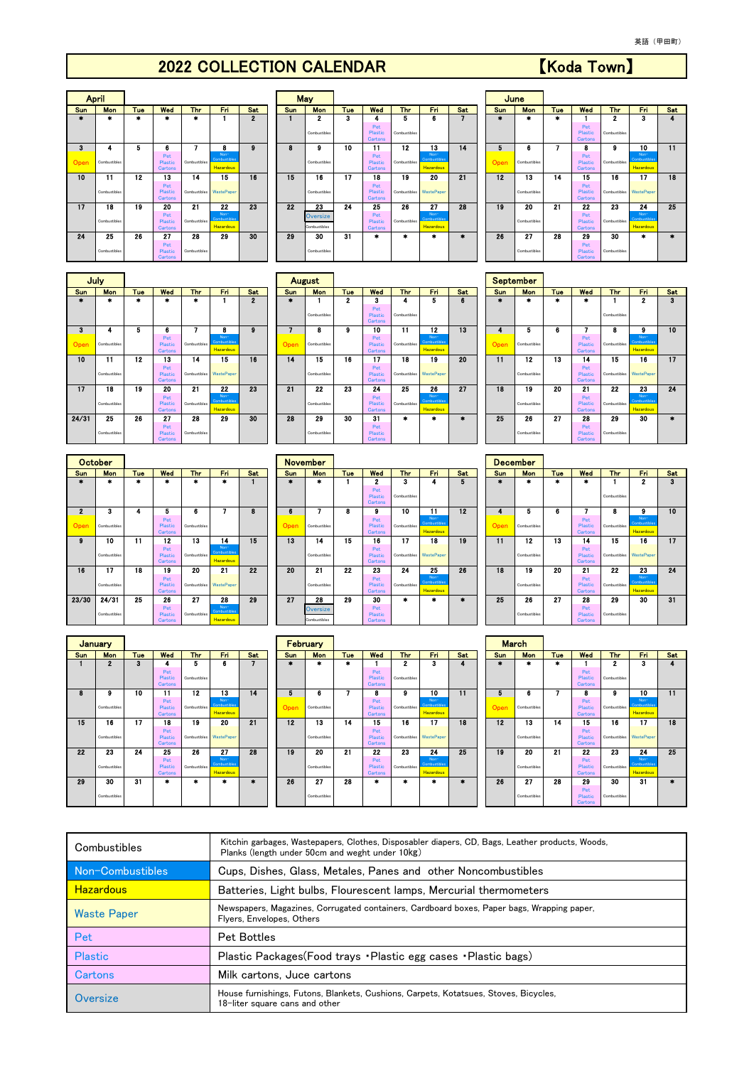英語（甲田町）

# 2022 COLLECTION CALENDAR 【Koda Town】

## April

| Sun | Mon | Tue | Wed | Thr | Fri | Sat |
|---|---|---|---|---|---|---|
| * | * | * | * | * | 1 | 2 |
| 3 Open | 4 Combustibles | 5 | 6 Pet Plastic Cartons | 7 Combustibles | 8 Non-Combustibles Hazardous | 9 |
| 10 | 11 Combustibles | 12 | 13 Pet Plastic Cartons | 14 Combustibles | 15 WastePaper | 16 |
| 17 | 18 Combustibles | 19 | 20 Pet Plastic Cartons | 21 Combustibles | 22 Non-Combustibles Hazardous | 23 |
| 24 | 25 Combustibles | 26 | 27 Pet Plastic Cartons | 28 Combustibles | 29 | 30 |

## May

| Sun | Mon | Tue | Wed | Thr | Fri | Sat |
|---|---|---|---|---|---|---|
| 1 | 2 Combustibles | 3 | 4 Pet Plastic Cartons | 5 Combustibles | 6 | 7 |
| 8 | 9 Combustibles | 10 | 11 Pet Plastic Cartons | 12 Combustibles | 13 Non-Combustibles Hazardous | 14 |
| 15 | 16 Combustibles | 17 | 18 Pet Plastic Cartons | 19 Combustibles | 20 WastePaper | 21 |
| 22 | 23 Oversize Combustibles | 24 | 25 Pet Plastic Cartons | 26 Combustibles | 27 Non-Combustibles Hazardous | 28 |
| 29 | 30 Combustibles | 31 | * | * | * | * |

## June

| Sun | Mon | Tue | Wed | Thr | Fri | Sat |
|---|---|---|---|---|---|---|
| * | * | * | 1 Pet Plastic Cartons | 2 Combustibles | 3 | 4 |
| 5 Open | 6 Combustibles | 7 | 8 Pet Plastic Cartons | 9 Combustibles | 10 Non-Combustibles Hazardous | 11 |
| 12 | 13 Combustibles | 14 | 15 Pet Plastic Cartons | 16 Combustibles | 17 WastePaper | 18 |
| 19 | 20 Combustibles | 21 | 22 Pet Plastic Cartons | 23 Combustibles | 24 Non-Combustibles Hazardous | 25 |
| 26 | 27 Combustibles | 28 | 29 Pet Plastic Cartons | 30 Combustibles | * | * |

## July

| Sun | Mon | Tue | Wed | Thr | Fri | Sat |
|---|---|---|---|---|---|---|
| * | * | * | * | * | 1 | 2 |
| 3 Open | 4 Combustibles | 5 | 6 Pet Plastic Cartons | 7 Combustibles | 8 Non-Combustibles Hazardous | 9 |
| 10 | 11 Combustibles | 12 | 13 Pet Plastic Cartons | 14 Combustibles | 15 WastePaper | 16 |
| 17 | 18 Combustibles | 19 | 20 Pet Plastic Cartons | 21 Combustibles | 22 Non-Combustibles Hazardous | 23 |
| 24/31 | 25 Combustibles | 26 | 27 Pet Plastic Cartons | 28 Combustibles | 29 | 30 |

## August

| Sun | Mon | Tue | Wed | Thr | Fri | Sat |
|---|---|---|---|---|---|---|
| * | 1 Combustibles | 2 | 3 Pet Plastic Cartons | 4 Combustibles | 5 | 6 |
| 7 Open | 8 Combustibles | 9 | 10 Pet Plastic Cartons | 11 Combustibles | 12 Non-Combustibles Hazardous | 13 |
| 14 | 15 Combustibles | 16 | 17 Pet Plastic Cartons | 18 Combustibles | 19 WastePaper | 20 |
| 21 | 22 Combustibles | 23 | 24 Pet Plastic Cartons | 25 Combustibles | 26 Non-Combustibles Hazardous | 27 |
| 28 | 29 Combustibles | 30 | 31 Pet Plastic Cartons | * | * | * |

## September

| Sun | Mon | Tue | Wed | Thr | Fri | Sat |
|---|---|---|---|---|---|---|
| * | * | * | * | 1 Combustibles | 2 | 3 |
| 4 Open | 5 Combustibles | 6 | 7 Pet Plastic Cartons | 8 Combustibles | 9 Non-Combustibles Hazardous | 10 |
| 11 | 12 Combustibles | 13 | 14 Pet Plastic Cartons | 15 Combustibles | 16 WastePaper | 17 |
| 18 | 19 Combustibles | 20 | 21 Pet Plastic Cartons | 22 Combustibles | 23 Non-Combustibles Hazardous | 24 |
| 25 | 26 Combustibles | 27 | 28 Pet Plastic Cartons | 29 Combustibles | 30 | * |

## October

| Sun | Mon | Tue | Wed | Thr | Fri | Sat |
|---|---|---|---|---|---|---|
| * | * | * | * | * | * | 1 |
| 2 Open | 3 Combustibles | 4 | 5 Pet Plastic Cartons | 6 Combustibles | 7 | 8 |
| 9 | 10 Combustibles | 11 | 12 Pet Plastic Cartons | 13 Combustibles | 14 Non-Combustibles Hazardous | 15 |
| 16 | 17 Combustibles | 18 | 19 Pet Plastic Cartons | 20 Combustibles | 21 WastePaper | 22 |
| 23/30 | 24/31 Combustibles | 25 | 26 Pet Plastic Cartons | 27 Combustibles | 28 Non-Combustibles Hazardous | 29 |

## November

| Sun | Mon | Tue | Wed | Thr | Fri | Sat |
|---|---|---|---|---|---|---|
| * | * | 1 | 2 Pet Plastic Cartons | 3 Combustibles | 4 | 5 |
| 6 Open | 7 Combustibles | 8 | 9 Pet Plastic Cartons | 10 Combustibles | 11 Non-Combustibles Hazardous | 12 |
| 13 | 14 Combustibles | 15 | 16 Pet Plastic Cartons | 17 Combustibles | 18 WastePaper | 19 |
| 20 | 21 Combustibles | 22 | 23 Pet Plastic Cartons | 24 Combustibles | 25 Non-Combustibles Hazardous | 26 |
| 27 | 28 Oversize Combustibles | 29 | 30 Pet Plastic Cartons | * | * | * |

## December

| Sun | Mon | Tue | Wed | Thr | Fri | Sat |
|---|---|---|---|---|---|---|
| * | * | * | * | 1 Combustibles | 2 | 3 |
| 4 Open | 5 Combustibles | 6 | 7 Pet Plastic Cartons | 8 Combustibles | 9 Non-Combustibles Hazardous | 10 |
| 11 | 12 Combustibles | 13 | 14 Pet Plastic Cartons | 15 Combustibles | 16 WastePaper | 17 |
| 18 | 19 Combustibles | 20 | 21 Pet Plastic Cartons | 22 Combustibles | 23 Non-Combustibles Hazardous | 24 |
| 25 | 26 Combustibles | 27 | 28 Pet Plastic Cartons | 29 Combustibles | 30 | 31 |

## January

| Sun | Mon | Tue | Wed | Thr | Fri | Sat |
|---|---|---|---|---|---|---|
| 1 | 2 | 3 | 4 Pet Plastic Cartons | 5 Combustibles | 6 | 7 |
| 8 | 9 Combustibles | 10 | 11 Pet Plastic Cartons | 12 Combustibles | 13 Non-Combustibles Hazardous | 14 |
| 15 | 16 Combustibles | 17 | 18 Pet Plastic Cartons | 19 Combustibles | 20 WastePaper | 21 |
| 22 | 23 Combustibles | 24 | 25 Pet Plastic Cartons | 26 Combustibles | 27 Non-Combustibles Hazardous | 28 |
| 29 | 30 Combustibles | 31 | * | * | * | * |

## February

| Sun | Mon | Tue | Wed | Thr | Fri | Sat |
|---|---|---|---|---|---|---|
| * | * | * | 1 Pet Plastic Cartons | 2 Combustibles | 3 | 4 |
| 5 Open | 6 Combustibles | 7 | 8 Pet Plastic Cartons | 9 Combustibles | 10 Non-Combustibles Hazardous | 11 |
| 12 | 13 Combustibles | 14 | 15 Pet Plastic Cartons | 16 Combustibles | 17 WastePaper | 18 |
| 19 | 20 Combustibles | 21 | 22 Pet Plastic Cartons | 23 Combustibles | 24 Non-Combustibles Hazardous | 25 |
| 26 | 27 Combustibles | 28 | * | * | * | * |

## March

| Sun | Mon | Tue | Wed | Thr | Fri | Sat |
|---|---|---|---|---|---|---|
| * | * | * | 1 Pet Plastic Cartons | 2 Combustibles | 3 | 4 |
| 5 Open | 6 Combustibles | 7 | 8 Pet Plastic Cartons | 9 Combustibles | 10 Non-Combustibles Hazardous | 11 |
| 12 | 13 Combustibles | 14 | 15 Pet Plastic Cartons | 16 Combustibles | 17 WastePaper | 18 |
| 19 | 20 Combustibles | 21 | 22 Pet Plastic Cartons | 23 Combustibles | 24 Non-Combustibles Hazardous | 25 |
| 26 | 27 Combustibles | 28 | 29 Pet Plastic Cartons | 30 Combustibles | 31 | * |

| | |
|---|---|
| Combustibles | Kitchin garbages, Wastepapers, Clothes, Disposabler diapers, CD, Bags, Leather products, Woods, Planks (length under 50cm and weght under 10kg) |
| Non-Combustibles | Cups, Dishes, Glass, Metales, Panes and other Noncombustibles |
| Hazardous | Batteries, Light bulbs, Flourescent lamps, Mercurial thermometers |
| Waste Paper | Newspapers, Magazines, Corrugated containers, Cardboard boxes, Paper bags, Wrapping paper, Flyers, Envelopes, Others |
| Pet | Pet Bottles |
| Plastic | Plastic Packages(Food trays ・Plastic egg cases ・Plastic bags) |
| Cartons | Milk cartons, Juce cartons |
| Oversize | House furnishings, Futons, Blankets, Cushions, Carpets, Kotatsues, Stoves, Bicycles, 18-liter square cans and other |